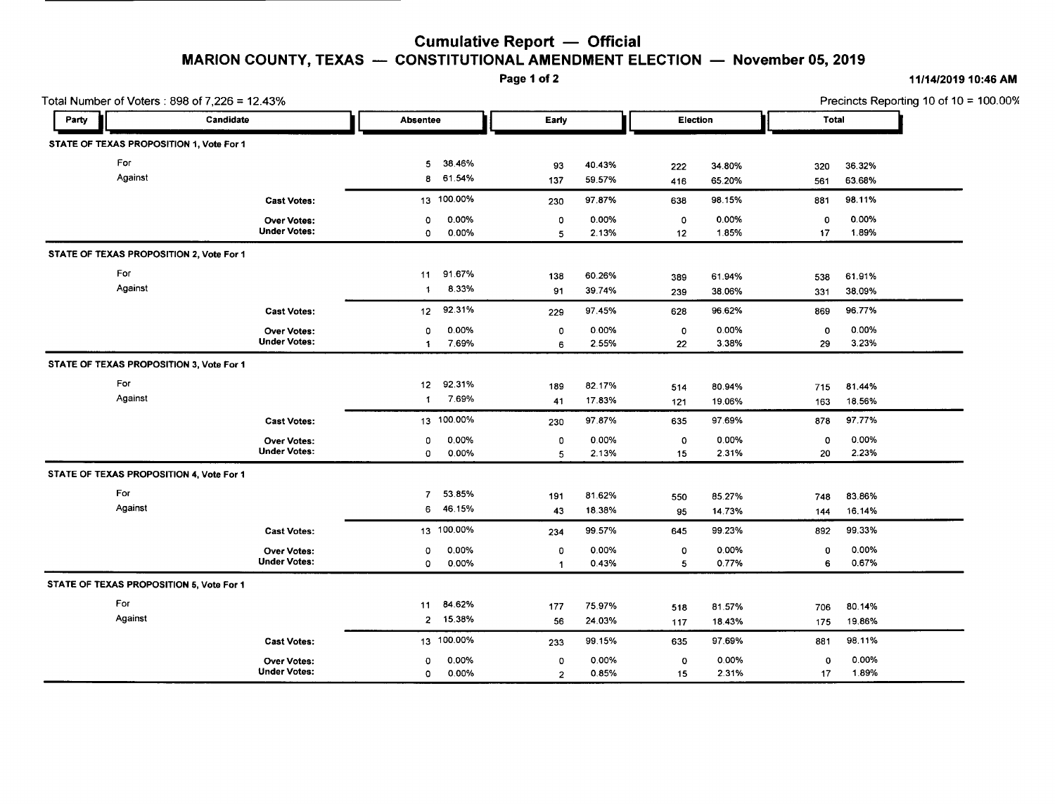# Cumulative Report — Official

## MARION COUNTY, TEXAS — CONSTITUTIONAL AMENDMENT ELECTION — November 05, 2019

11/14/2019 10:46 AM

Total Number of Voters : 898 of 7,226 = 12.43%

Precincts Reporting 10 of 10 = 100.00%

| Party | Candidate | Absentee | | Early | | Election | | Total | |
|---|---|---|---|---|---|---|---|---|---|
| **STATE OF TEXAS PROPOSITION 1, Vote For 1** | | | | | | | | | |
| | For | 5 | 38.46% | 93 | 40.43% | 222 | 34.80% | 320 | 36.32% |
| | Against | 8 | 61.54% | 137 | 59.57% | 416 | 65.20% | 561 | 63.68% |
| | **Cast Votes:** | 13 | 100.00% | 230 | 97.87% | 638 | 98.15% | 881 | 98.11% |
| | **Over Votes:** | 0 | 0.00% | 0 | 0.00% | 0 | 0.00% | 0 | 0.00% |
| | **Under Votes:** | 0 | 0.00% | 5 | 2.13% | 12 | 1.85% | 17 | 1.89% |
| **STATE OF TEXAS PROPOSITION 2, Vote For 1** | | | | | | | | | |
| | For | 11 | 91.67% | 138 | 60.26% | 389 | 61.94% | 538 | 61.91% |
| | Against | 1 | 8.33% | 91 | 39.74% | 239 | 38.06% | 331 | 38.09% |
| | **Cast Votes:** | 12 | 92.31% | 229 | 97.45% | 628 | 96.62% | 869 | 96.77% |
| | **Over Votes:** | 0 | 0.00% | 0 | 0.00% | 0 | 0.00% | 0 | 0.00% |
| | **Under Votes:** | 1 | 7.69% | 6 | 2.55% | 22 | 3.38% | 29 | 3.23% |
| **STATE OF TEXAS PROPOSITION 3, Vote For 1** | | | | | | | | | |
| | For | 12 | 92.31% | 189 | 82.17% | 514 | 80.94% | 715 | 81.44% |
| | Against | 1 | 7.69% | 41 | 17.83% | 121 | 19.06% | 163 | 18.56% |
| | **Cast Votes:** | 13 | 100.00% | 230 | 97.87% | 635 | 97.69% | 878 | 97.77% |
| | **Over Votes:** | 0 | 0.00% | 0 | 0.00% | 0 | 0.00% | 0 | 0.00% |
| | **Under Votes:** | 0 | 0.00% | 5 | 2.13% | 15 | 2.31% | 20 | 2.23% |
| **STATE OF TEXAS PROPOSITION 4, Vote For 1** | | | | | | | | | |
| | For | 7 | 53.85% | 191 | 81.62% | 550 | 85.27% | 748 | 83.86% |
| | Against | 6 | 46.15% | 43 | 18.38% | 95 | 14.73% | 144 | 16.14% |
| | **Cast Votes:** | 13 | 100.00% | 234 | 99.57% | 645 | 99.23% | 892 | 99.33% |
| | **Over Votes:** | 0 | 0.00% | 0 | 0.00% | 0 | 0.00% | 0 | 0.00% |
| | **Under Votes:** | 0 | 0.00% | 1 | 0.43% | 5 | 0.77% | 6 | 0.67% |
| **STATE OF TEXAS PROPOSITION 5, Vote For 1** | | | | | | | | | |
| | For | 11 | 84.62% | 177 | 75.97% | 518 | 81.57% | 706 | 80.14% |
| | Against | 2 | 15.38% | 56 | 24.03% | 117 | 18.43% | 175 | 19.86% |
| | **Cast Votes:** | 13 | 100.00% | 233 | 99.15% | 635 | 97.69% | 881 | 98.11% |
| | **Over Votes:** | 0 | 0.00% | 0 | 0.00% | 0 | 0.00% | 0 | 0.00% |
| | **Under Votes:** | 0 | 0.00% | 2 | 0.85% | 15 | 2.31% | 17 | 1.89% |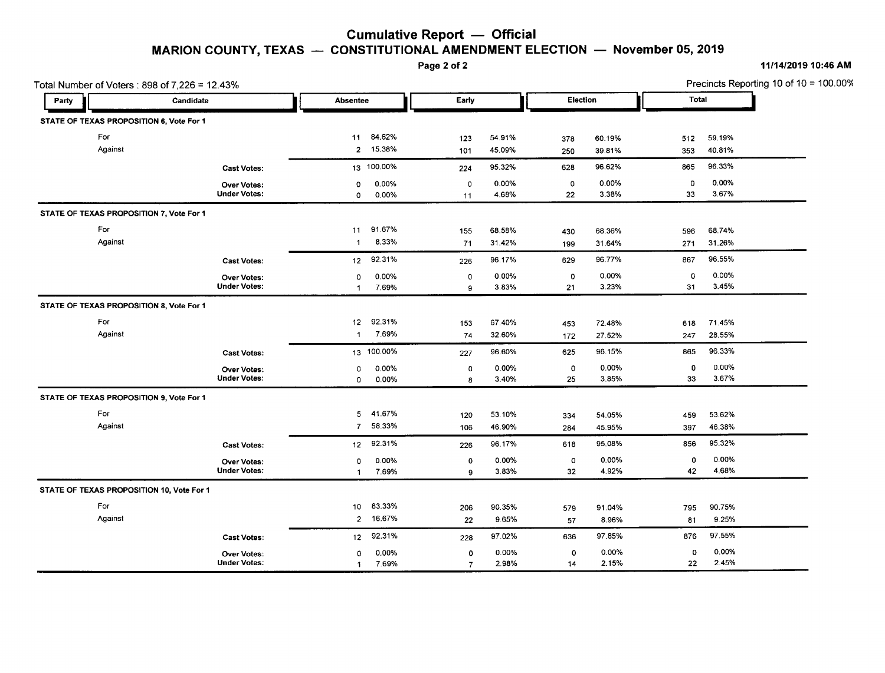# Cumulative Report — Official

## MARION COUNTY, TEXAS — CONSTITUTIONAL AMENDMENT ELECTION — November 05, 2019

11/14/2019 10:46 AM

Total Number of Voters : 898 of 7,226 = 12.43%

Precincts Reporting 10 of 10 = 100.00%

| Party | Candidate | Absentee | | Early | | Election | | Total | |
|---|---|---|---|---|---|---|---|---|---|
| **STATE OF TEXAS PROPOSITION 6, Vote For 1** | | | | | | | | | |
| | For | 11 | 84.62% | 123 | 54.91% | 378 | 60.19% | 512 | 59.19% |
| | Against | 2 | 15.38% | 101 | 45.09% | 250 | 39.81% | 353 | 40.81% |
| | **Cast Votes:** | 13 | 100.00% | 224 | 95.32% | 628 | 96.62% | 865 | 96.33% |
| | **Over Votes:** | 0 | 0.00% | 0 | 0.00% | 0 | 0.00% | 0 | 0.00% |
| | **Under Votes:** | 0 | 0.00% | 11 | 4.68% | 22 | 3.38% | 33 | 3.67% |
| **STATE OF TEXAS PROPOSITION 7, Vote For 1** | | | | | | | | | |
| | For | 11 | 91.67% | 155 | 68.58% | 430 | 68.36% | 596 | 68.74% |
| | Against | 1 | 8.33% | 71 | 31.42% | 199 | 31.64% | 271 | 31.26% |
| | **Cast Votes:** | 12 | 92.31% | 226 | 96.17% | 629 | 96.77% | 867 | 96.55% |
| | **Over Votes:** | 0 | 0.00% | 0 | 0.00% | 0 | 0.00% | 0 | 0.00% |
| | **Under Votes:** | 1 | 7.69% | 9 | 3.83% | 21 | 3.23% | 31 | 3.45% |
| **STATE OF TEXAS PROPOSITION 8, Vote For 1** | | | | | | | | | |
| | For | 12 | 92.31% | 153 | 67.40% | 453 | 72.48% | 618 | 71.45% |
| | Against | 1 | 7.69% | 74 | 32.60% | 172 | 27.52% | 247 | 28.55% |
| | **Cast Votes:** | 13 | 100.00% | 227 | 96.60% | 625 | 96.15% | 865 | 96.33% |
| | **Over Votes:** | 0 | 0.00% | 0 | 0.00% | 0 | 0.00% | 0 | 0.00% |
| | **Under Votes:** | 0 | 0.00% | 8 | 3.40% | 25 | 3.85% | 33 | 3.67% |
| **STATE OF TEXAS PROPOSITION 9, Vote For 1** | | | | | | | | | |
| | For | 5 | 41.67% | 120 | 53.10% | 334 | 54.05% | 459 | 53.62% |
| | Against | 7 | 58.33% | 106 | 46.90% | 284 | 45.95% | 397 | 46.38% |
| | **Cast Votes:** | 12 | 92.31% | 226 | 96.17% | 618 | 95.08% | 856 | 95.32% |
| | **Over Votes:** | 0 | 0.00% | 0 | 0.00% | 0 | 0.00% | 0 | 0.00% |
| | **Under Votes:** | 1 | 7.69% | 9 | 3.83% | 32 | 4.92% | 42 | 4.68% |
| **STATE OF TEXAS PROPOSITION 10, Vote For 1** | | | | | | | | | |
| | For | 10 | 83.33% | 206 | 90.35% | 579 | 91.04% | 795 | 90.75% |
| | Against | 2 | 16.67% | 22 | 9.65% | 57 | 8.96% | 81 | 9.25% |
| | **Cast Votes:** | 12 | 92.31% | 228 | 97.02% | 636 | 97.85% | 876 | 97.55% |
| | **Over Votes:** | 0 | 0.00% | 0 | 0.00% | 0 | 0.00% | 0 | 0.00% |
| | **Under Votes:** | 1 | 7.69% | 7 | 2.98% | 14 | 2.15% | 22 | 2.45% |